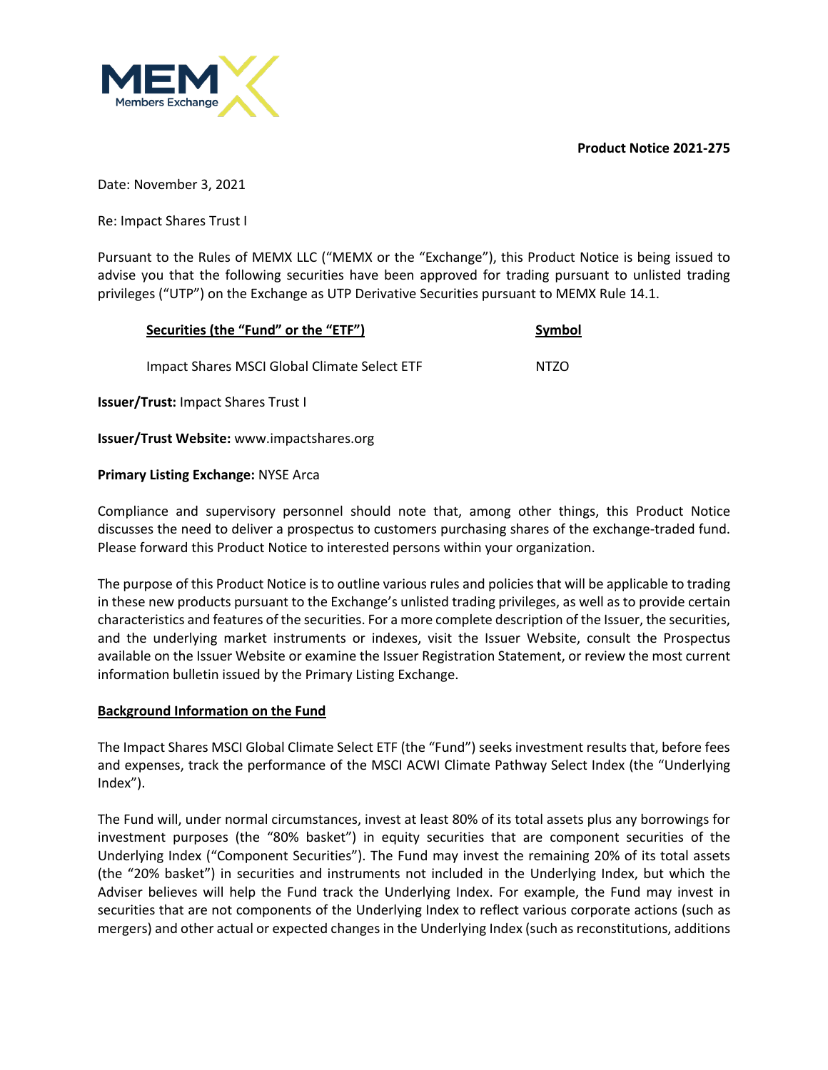**Product Notice 2021-275**

Date: November 3, 2021

Re: Impact Shares Trust I

Pursuant to the Rules of MEMX LLC ("MEMX or the "Exchange"), this Product Notice is being issued to advise you that the following securities have been approved for trading pursuant to unlisted trading privileges ("UTP") on the Exchange as UTP Derivative Securities pursuant to MEMX Rule 14.1.

| Securities (the "Fund" or the "ETF") | Symbol |
| --- | --- |
| Impact Shares MSCI Global Climate Select ETF | NTZO |

**Issuer/Trust:** Impact Shares Trust I

**Issuer/Trust Website:** www.impactshares.org

**Primary Listing Exchange:** NYSE Arca

Compliance and supervisory personnel should note that, among other things, this Product Notice discusses the need to deliver a prospectus to customers purchasing shares of the exchange-traded fund. Please forward this Product Notice to interested persons within your organization.

The purpose of this Product Notice is to outline various rules and policies that will be applicable to trading in these new products pursuant to the Exchange's unlisted trading privileges, as well as to provide certain characteristics and features of the securities. For a more complete description of the Issuer, the securities, and the underlying market instruments or indexes, visit the Issuer Website, consult the Prospectus available on the Issuer Website or examine the Issuer Registration Statement, or review the most current information bulletin issued by the Primary Listing Exchange.

**Background Information on the Fund**

The Impact Shares MSCI Global Climate Select ETF (the "Fund") seeks investment results that, before fees and expenses, track the performance of the MSCI ACWI Climate Pathway Select Index (the "Underlying Index").

The Fund will, under normal circumstances, invest at least 80% of its total assets plus any borrowings for investment purposes (the "80% basket") in equity securities that are component securities of the Underlying Index ("Component Securities"). The Fund may invest the remaining 20% of its total assets (the "20% basket") in securities and instruments not included in the Underlying Index, but which the Adviser believes will help the Fund track the Underlying Index. For example, the Fund may invest in securities that are not components of the Underlying Index to reflect various corporate actions (such as mergers) and other actual or expected changes in the Underlying Index (such as reconstitutions, additions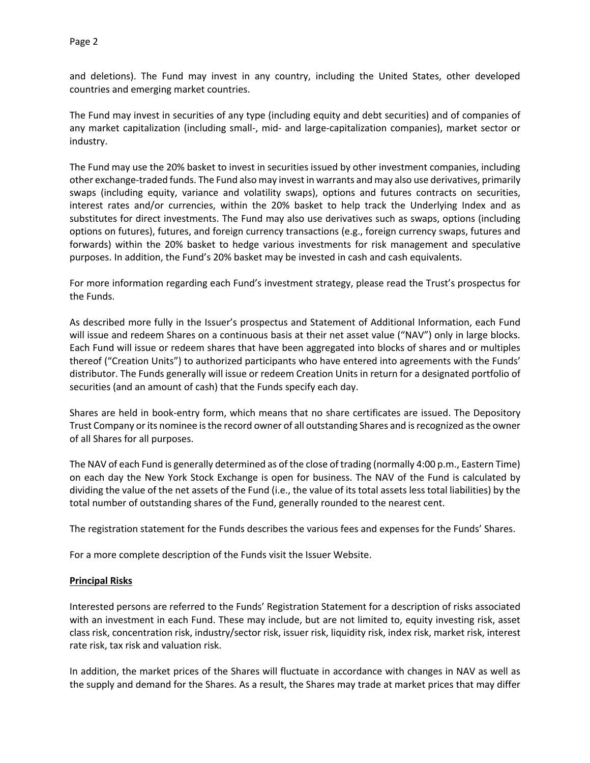and deletions). The Fund may invest in any country, including the United States, other developed countries and emerging market countries.

The Fund may invest in securities of any type (including equity and debt securities) and of companies of any market capitalization (including small-, mid- and large-capitalization companies), market sector or industry.

The Fund may use the 20% basket to invest in securities issued by other investment companies, including other exchange-traded funds. The Fund also may invest in warrants and may also use derivatives, primarily swaps (including equity, variance and volatility swaps), options and futures contracts on securities, interest rates and/or currencies, within the 20% basket to help track the Underlying Index and as substitutes for direct investments. The Fund may also use derivatives such as swaps, options (including options on futures), futures, and foreign currency transactions (e.g., foreign currency swaps, futures and forwards) within the 20% basket to hedge various investments for risk management and speculative purposes. In addition, the Fund's 20% basket may be invested in cash and cash equivalents.

For more information regarding each Fund's investment strategy, please read the Trust's prospectus for the Funds.

As described more fully in the Issuer's prospectus and Statement of Additional Information, each Fund will issue and redeem Shares on a continuous basis at their net asset value ("NAV") only in large blocks. Each Fund will issue or redeem shares that have been aggregated into blocks of shares and or multiples thereof ("Creation Units") to authorized participants who have entered into agreements with the Funds' distributor. The Funds generally will issue or redeem Creation Units in return for a designated portfolio of securities (and an amount of cash) that the Funds specify each day.

Shares are held in book-entry form, which means that no share certificates are issued. The Depository Trust Company or its nominee is the record owner of all outstanding Shares and is recognized as the owner of all Shares for all purposes.

The NAV of each Fund is generally determined as of the close of trading (normally 4:00 p.m., Eastern Time) on each day the New York Stock Exchange is open for business. The NAV of the Fund is calculated by dividing the value of the net assets of the Fund (i.e., the value of its total assets less total liabilities) by the total number of outstanding shares of the Fund, generally rounded to the nearest cent.

The registration statement for the Funds describes the various fees and expenses for the Funds' Shares.

For a more complete description of the Funds visit the Issuer Website.

## Principal Risks

Interested persons are referred to the Funds' Registration Statement for a description of risks associated with an investment in each Fund. These may include, but are not limited to, equity investing risk, asset class risk, concentration risk, industry/sector risk, issuer risk, liquidity risk, index risk, market risk, interest rate risk, tax risk and valuation risk.

In addition, the market prices of the Shares will fluctuate in accordance with changes in NAV as well as the supply and demand for the Shares. As a result, the Shares may trade at market prices that may differ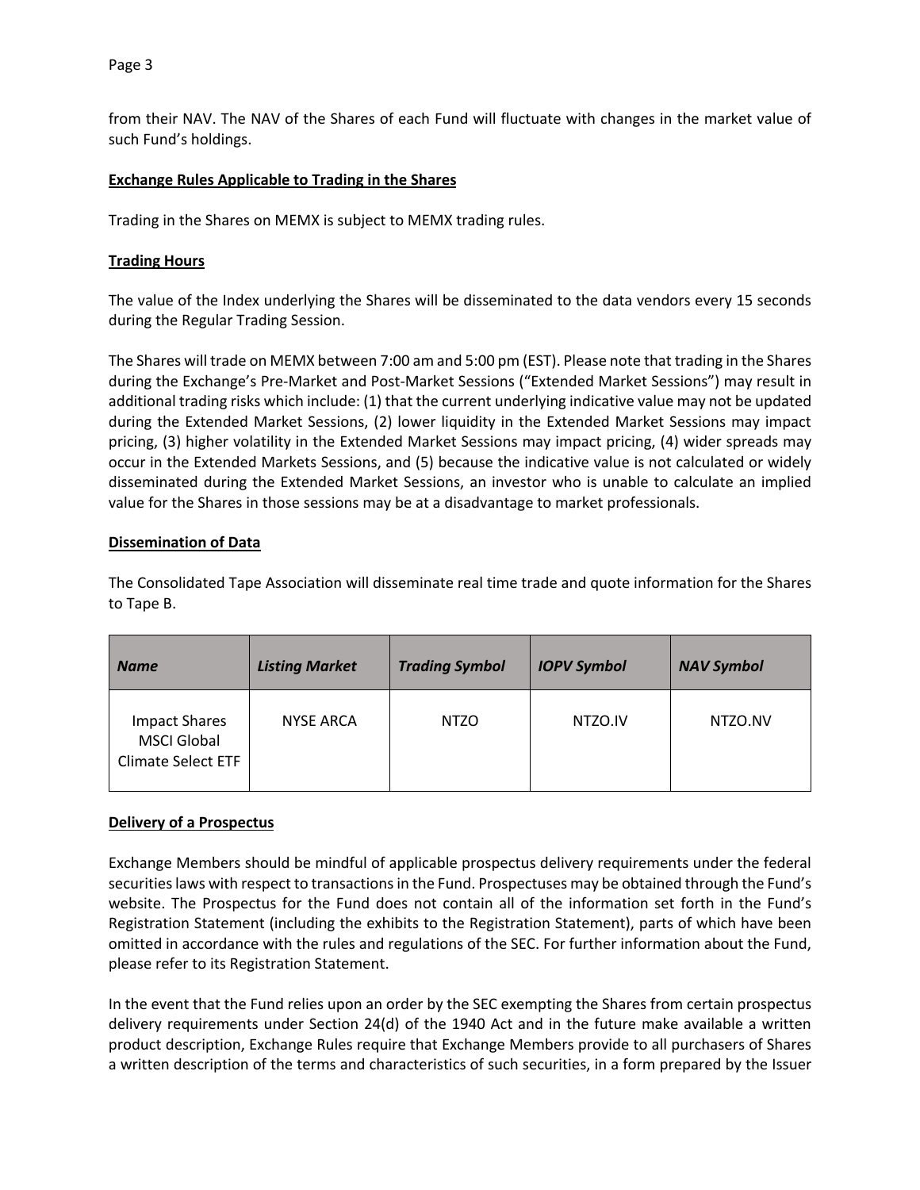from their NAV. The NAV of the Shares of each Fund will fluctuate with changes in the market value of such Fund's holdings.

**Exchange Rules Applicable to Trading in the Shares**

Trading in the Shares on MEMX is subject to MEMX trading rules.

**Trading Hours**

The value of the Index underlying the Shares will be disseminated to the data vendors every 15 seconds during the Regular Trading Session.

The Shares will trade on MEMX between 7:00 am and 5:00 pm (EST). Please note that trading in the Shares during the Exchange's Pre-Market and Post-Market Sessions ("Extended Market Sessions") may result in additional trading risks which include: (1) that the current underlying indicative value may not be updated during the Extended Market Sessions, (2) lower liquidity in the Extended Market Sessions may impact pricing, (3) higher volatility in the Extended Market Sessions may impact pricing, (4) wider spreads may occur in the Extended Markets Sessions, and (5) because the indicative value is not calculated or widely disseminated during the Extended Market Sessions, an investor who is unable to calculate an implied value for the Shares in those sessions may be at a disadvantage to market professionals.

**Dissemination of Data**

The Consolidated Tape Association will disseminate real time trade and quote information for the Shares to Tape B.

| *Name* | *Listing Market* | *Trading Symbol* | *IOPV Symbol* | *NAV Symbol* |
|---|---|---|---|---|
| Impact Shares MSCI Global Climate Select ETF | NYSE ARCA | NTZO | NTZO.IV | NTZO.NV |

**Delivery of a Prospectus**

Exchange Members should be mindful of applicable prospectus delivery requirements under the federal securities laws with respect to transactions in the Fund. Prospectuses may be obtained through the Fund's website. The Prospectus for the Fund does not contain all of the information set forth in the Fund's Registration Statement (including the exhibits to the Registration Statement), parts of which have been omitted in accordance with the rules and regulations of the SEC. For further information about the Fund, please refer to its Registration Statement.

In the event that the Fund relies upon an order by the SEC exempting the Shares from certain prospectus delivery requirements under Section 24(d) of the 1940 Act and in the future make available a written product description, Exchange Rules require that Exchange Members provide to all purchasers of Shares a written description of the terms and characteristics of such securities, in a form prepared by the Issuer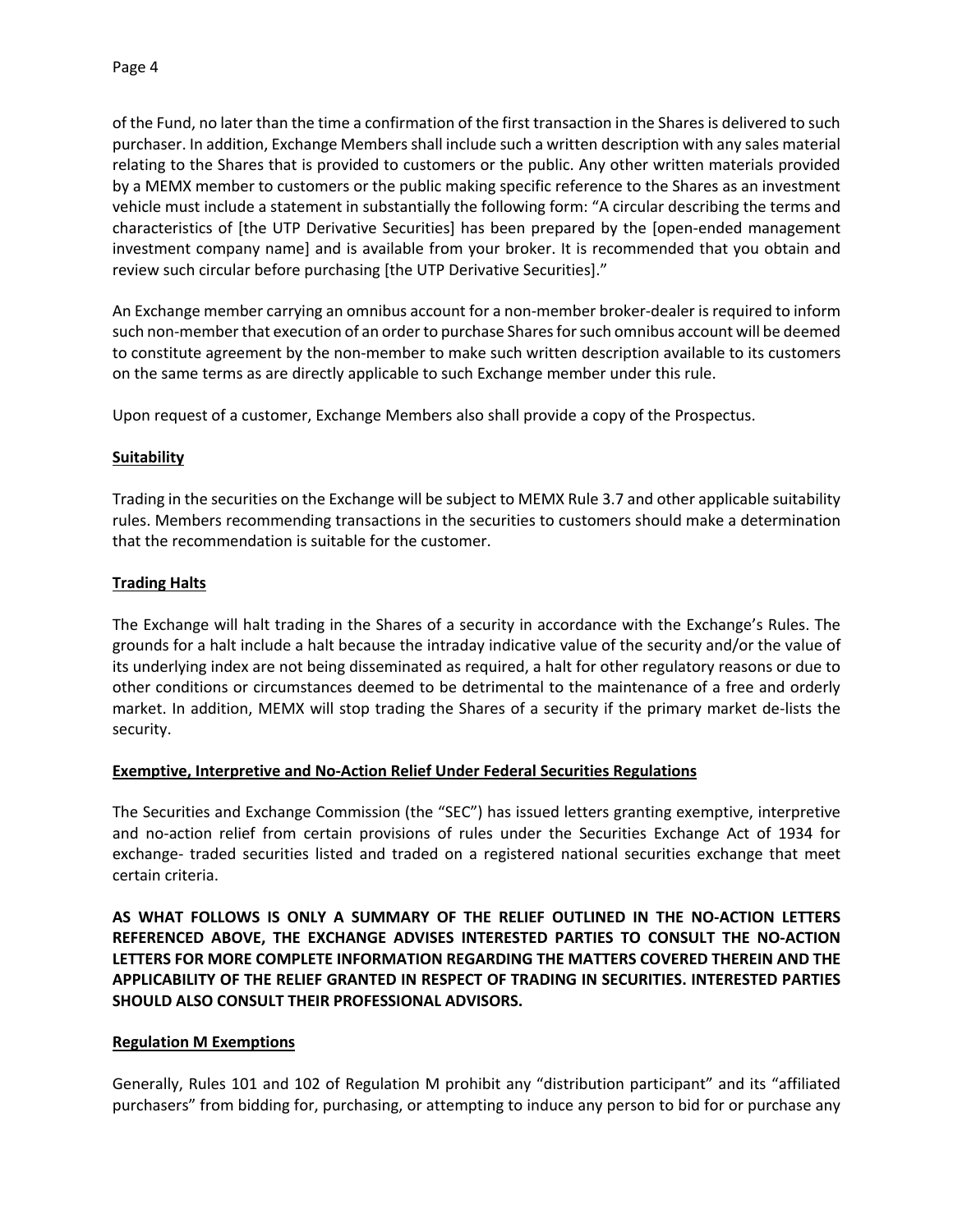of the Fund, no later than the time a confirmation of the first transaction in the Shares is delivered to such purchaser. In addition, Exchange Members shall include such a written description with any sales material relating to the Shares that is provided to customers or the public. Any other written materials provided by a MEMX member to customers or the public making specific reference to the Shares as an investment vehicle must include a statement in substantially the following form: "A circular describing the terms and characteristics of [the UTP Derivative Securities] has been prepared by the [open-ended management investment company name] and is available from your broker. It is recommended that you obtain and review such circular before purchasing [the UTP Derivative Securities]."

An Exchange member carrying an omnibus account for a non-member broker-dealer is required to inform such non-member that execution of an order to purchase Shares for such omnibus account will be deemed to constitute agreement by the non-member to make such written description available to its customers on the same terms as are directly applicable to such Exchange member under this rule.

Upon request of a customer, Exchange Members also shall provide a copy of the Prospectus.

**Suitability**

Trading in the securities on the Exchange will be subject to MEMX Rule 3.7 and other applicable suitability rules. Members recommending transactions in the securities to customers should make a determination that the recommendation is suitable for the customer.

**Trading Halts**

The Exchange will halt trading in the Shares of a security in accordance with the Exchange's Rules. The grounds for a halt include a halt because the intraday indicative value of the security and/or the value of its underlying index are not being disseminated as required, a halt for other regulatory reasons or due to other conditions or circumstances deemed to be detrimental to the maintenance of a free and orderly market. In addition, MEMX will stop trading the Shares of a security if the primary market de-lists the security.

**Exemptive, Interpretive and No-Action Relief Under Federal Securities Regulations**

The Securities and Exchange Commission (the "SEC") has issued letters granting exemptive, interpretive and no-action relief from certain provisions of rules under the Securities Exchange Act of 1934 for exchange- traded securities listed and traded on a registered national securities exchange that meet certain criteria.

**AS WHAT FOLLOWS IS ONLY A SUMMARY OF THE RELIEF OUTLINED IN THE NO-ACTION LETTERS REFERENCED ABOVE, THE EXCHANGE ADVISES INTERESTED PARTIES TO CONSULT THE NO-ACTION LETTERS FOR MORE COMPLETE INFORMATION REGARDING THE MATTERS COVERED THEREIN AND THE APPLICABILITY OF THE RELIEF GRANTED IN RESPECT OF TRADING IN SECURITIES. INTERESTED PARTIES SHOULD ALSO CONSULT THEIR PROFESSIONAL ADVISORS.**

**Regulation M Exemptions**

Generally, Rules 101 and 102 of Regulation M prohibit any "distribution participant" and its "affiliated purchasers" from bidding for, purchasing, or attempting to induce any person to bid for or purchase any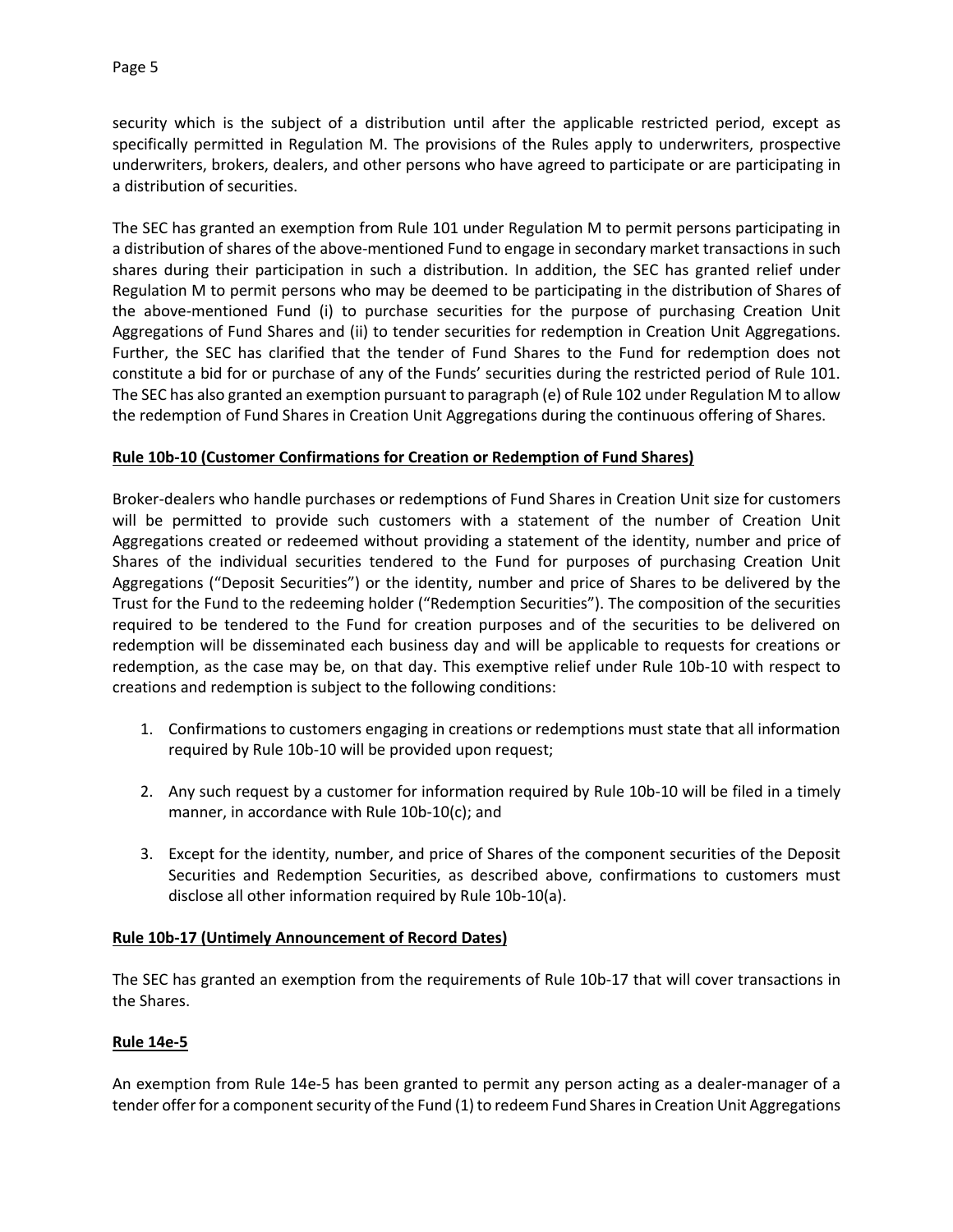security which is the subject of a distribution until after the applicable restricted period, except as specifically permitted in Regulation M. The provisions of the Rules apply to underwriters, prospective underwriters, brokers, dealers, and other persons who have agreed to participate or are participating in a distribution of securities.

The SEC has granted an exemption from Rule 101 under Regulation M to permit persons participating in a distribution of shares of the above-mentioned Fund to engage in secondary market transactions in such shares during their participation in such a distribution. In addition, the SEC has granted relief under Regulation M to permit persons who may be deemed to be participating in the distribution of Shares of the above-mentioned Fund (i) to purchase securities for the purpose of purchasing Creation Unit Aggregations of Fund Shares and (ii) to tender securities for redemption in Creation Unit Aggregations. Further, the SEC has clarified that the tender of Fund Shares to the Fund for redemption does not constitute a bid for or purchase of any of the Funds' securities during the restricted period of Rule 101. The SEC has also granted an exemption pursuant to paragraph (e) of Rule 102 under Regulation M to allow the redemption of Fund Shares in Creation Unit Aggregations during the continuous offering of Shares.

**Rule 10b-10 (Customer Confirmations for Creation or Redemption of Fund Shares)**

Broker-dealers who handle purchases or redemptions of Fund Shares in Creation Unit size for customers will be permitted to provide such customers with a statement of the number of Creation Unit Aggregations created or redeemed without providing a statement of the identity, number and price of Shares of the individual securities tendered to the Fund for purposes of purchasing Creation Unit Aggregations ("Deposit Securities") or the identity, number and price of Shares to be delivered by the Trust for the Fund to the redeeming holder ("Redemption Securities"). The composition of the securities required to be tendered to the Fund for creation purposes and of the securities to be delivered on redemption will be disseminated each business day and will be applicable to requests for creations or redemption, as the case may be, on that day. This exemptive relief under Rule 10b-10 with respect to creations and redemption is subject to the following conditions:

1. Confirmations to customers engaging in creations or redemptions must state that all information required by Rule 10b-10 will be provided upon request;

2. Any such request by a customer for information required by Rule 10b-10 will be filed in a timely manner, in accordance with Rule 10b-10(c); and

3. Except for the identity, number, and price of Shares of the component securities of the Deposit Securities and Redemption Securities, as described above, confirmations to customers must disclose all other information required by Rule 10b-10(a).

**Rule 10b-17 (Untimely Announcement of Record Dates)**

The SEC has granted an exemption from the requirements of Rule 10b-17 that will cover transactions in the Shares.

**Rule 14e-5**

An exemption from Rule 14e-5 has been granted to permit any person acting as a dealer-manager of a tender offer for a component security of the Fund (1) to redeem Fund Shares in Creation Unit Aggregations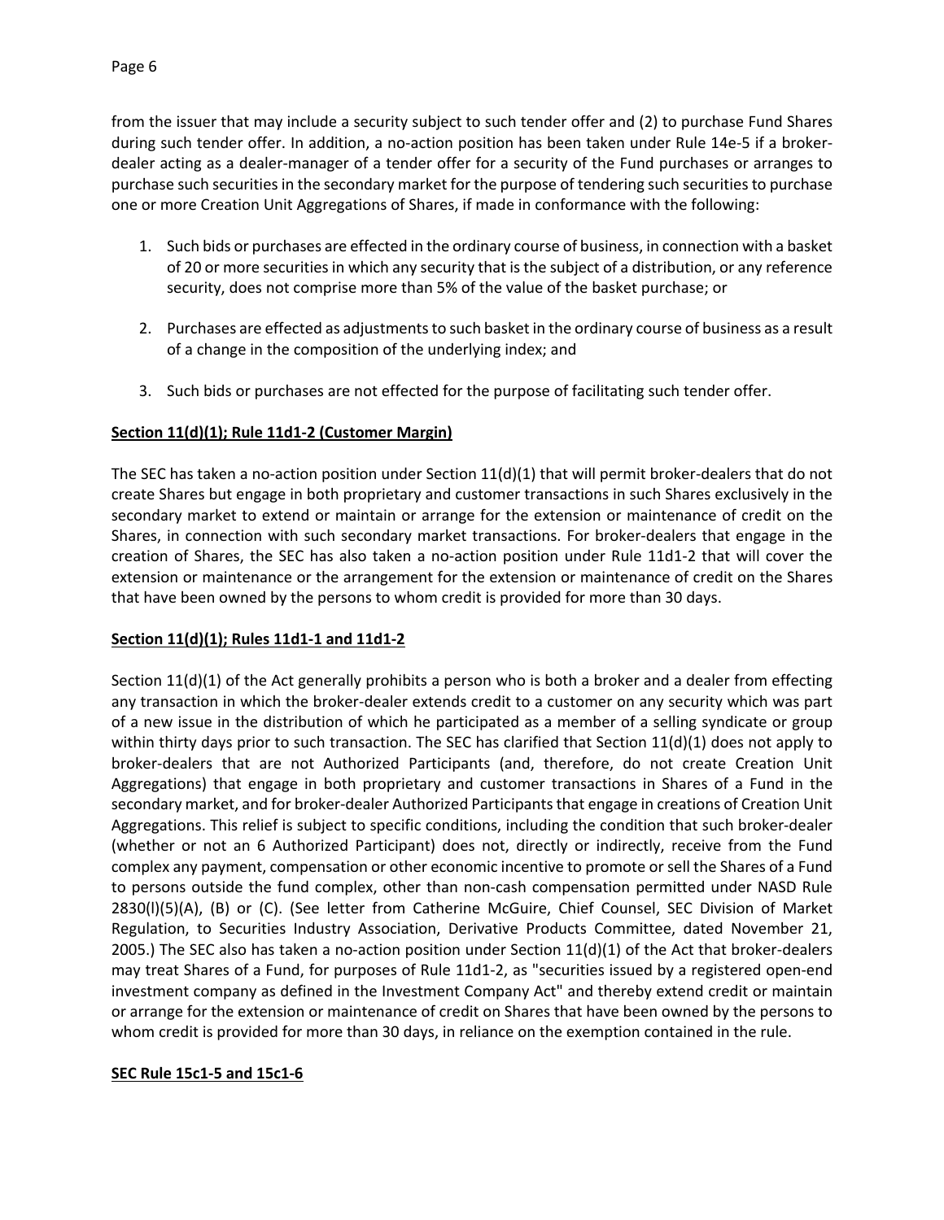from the issuer that may include a security subject to such tender offer and (2) to purchase Fund Shares during such tender offer. In addition, a no-action position has been taken under Rule 14e-5 if a broker-dealer acting as a dealer-manager of a tender offer for a security of the Fund purchases or arranges to purchase such securities in the secondary market for the purpose of tendering such securities to purchase one or more Creation Unit Aggregations of Shares, if made in conformance with the following:

1. Such bids or purchases are effected in the ordinary course of business, in connection with a basket of 20 or more securities in which any security that is the subject of a distribution, or any reference security, does not comprise more than 5% of the value of the basket purchase; or

2. Purchases are effected as adjustments to such basket in the ordinary course of business as a result of a change in the composition of the underlying index; and

3. Such bids or purchases are not effected for the purpose of facilitating such tender offer.

**Section 11(d)(1); Rule 11d1-2 (Customer Margin)**

The SEC has taken a no-action position under Section 11(d)(1) that will permit broker-dealers that do not create Shares but engage in both proprietary and customer transactions in such Shares exclusively in the secondary market to extend or maintain or arrange for the extension or maintenance of credit on the Shares, in connection with such secondary market transactions. For broker-dealers that engage in the creation of Shares, the SEC has also taken a no-action position under Rule 11d1-2 that will cover the extension or maintenance or the arrangement for the extension or maintenance of credit on the Shares that have been owned by the persons to whom credit is provided for more than 30 days.

**Section 11(d)(1); Rules 11d1-1 and 11d1-2**

Section 11(d)(1) of the Act generally prohibits a person who is both a broker and a dealer from effecting any transaction in which the broker-dealer extends credit to a customer on any security which was part of a new issue in the distribution of which he participated as a member of a selling syndicate or group within thirty days prior to such transaction. The SEC has clarified that Section 11(d)(1) does not apply to broker-dealers that are not Authorized Participants (and, therefore, do not create Creation Unit Aggregations) that engage in both proprietary and customer transactions in Shares of a Fund in the secondary market, and for broker-dealer Authorized Participants that engage in creations of Creation Unit Aggregations. This relief is subject to specific conditions, including the condition that such broker-dealer (whether or not an 6 Authorized Participant) does not, directly or indirectly, receive from the Fund complex any payment, compensation or other economic incentive to promote or sell the Shares of a Fund to persons outside the fund complex, other than non-cash compensation permitted under NASD Rule 2830(l)(5)(A), (B) or (C). (See letter from Catherine McGuire, Chief Counsel, SEC Division of Market Regulation, to Securities Industry Association, Derivative Products Committee, dated November 21, 2005.) The SEC also has taken a no-action position under Section 11(d)(1) of the Act that broker-dealers may treat Shares of a Fund, for purposes of Rule 11d1-2, as "securities issued by a registered open-end investment company as defined in the Investment Company Act" and thereby extend credit or maintain or arrange for the extension or maintenance of credit on Shares that have been owned by the persons to whom credit is provided for more than 30 days, in reliance on the exemption contained in the rule.

**SEC Rule 15c1-5 and 15c1-6**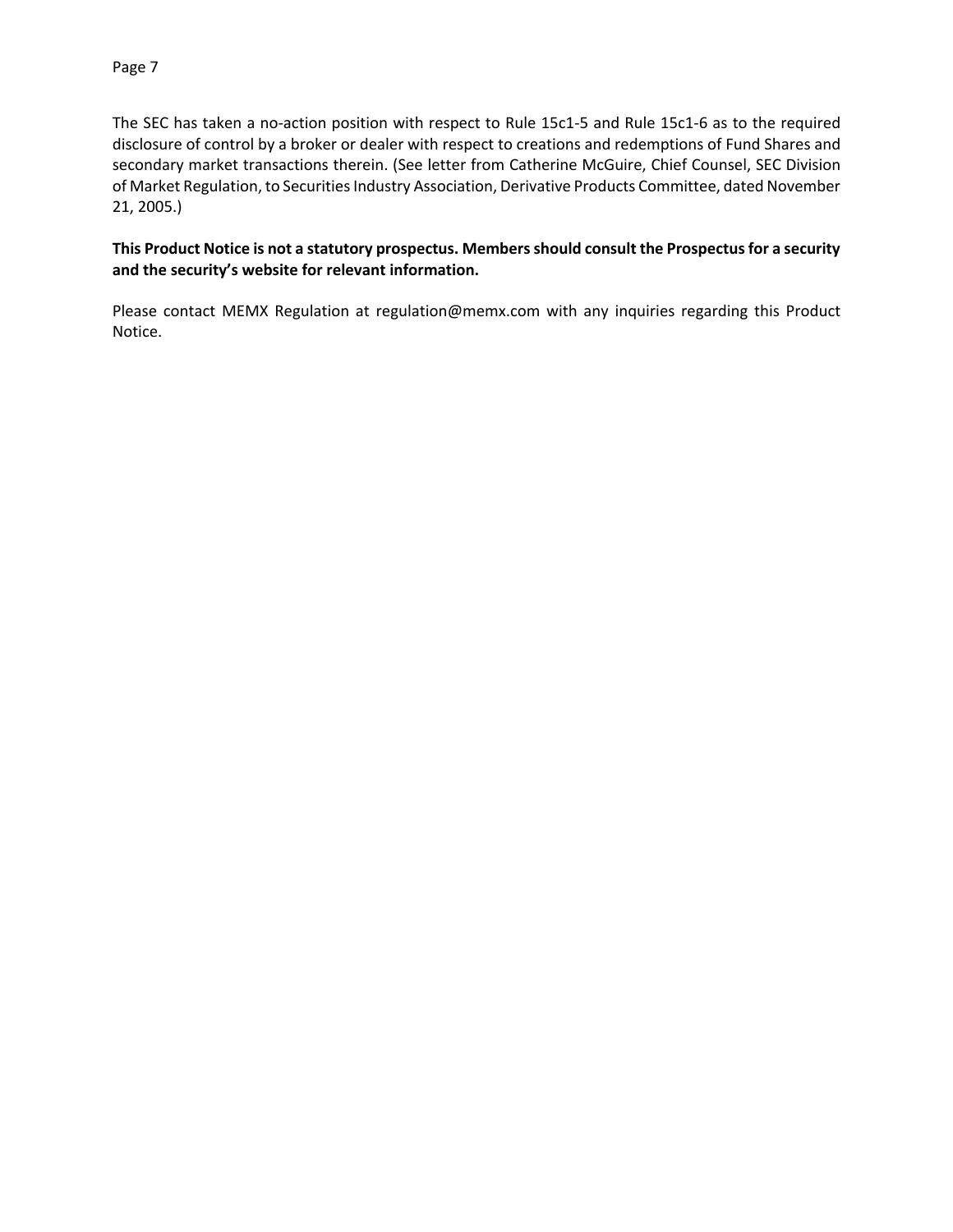The SEC has taken a no-action position with respect to Rule 15c1-5 and Rule 15c1-6 as to the required disclosure of control by a broker or dealer with respect to creations and redemptions of Fund Shares and secondary market transactions therein. (See letter from Catherine McGuire, Chief Counsel, SEC Division of Market Regulation, to Securities Industry Association, Derivative Products Committee, dated November 21, 2005.)

**This Product Notice is not a statutory prospectus. Members should consult the Prospectus for a security and the security's website for relevant information.**

Please contact MEMX Regulation at regulation@memx.com with any inquiries regarding this Product Notice.